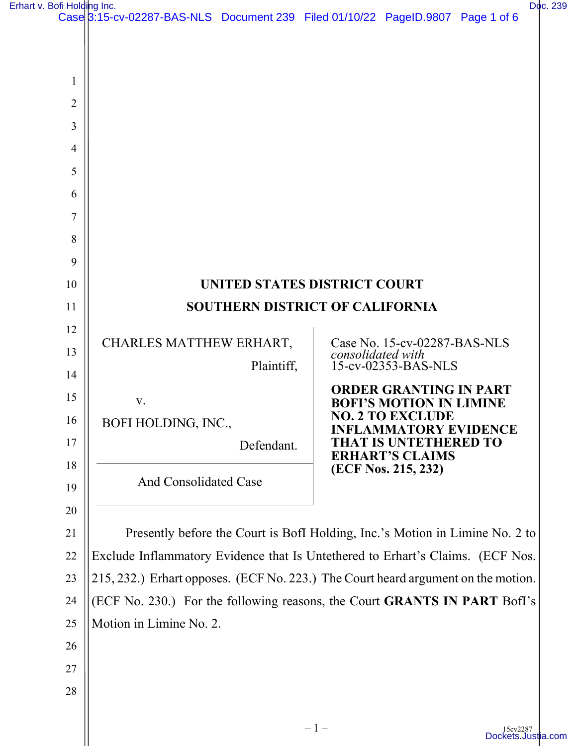# UNITED STATES DISTRICT COURT
# SOUTHERN DISTRICT OF CALIFORNIA

CHARLES MATTHEW ERHART,

Plaintiff,

v.

BOFI HOLDING, INC.,

Defendant.

And Consolidated Case

Case No. 15-cv-02287-BAS-NLS
*consolidated with*
15-cv-02353-BAS-NLS

**ORDER GRANTING IN PART BOFI'S MOTION IN LIMINE NO. 2 TO EXCLUDE INFLAMMATORY EVIDENCE THAT IS UNTETHERED TO ERHART'S CLAIMS (ECF Nos. 215, 232)**

Presently before the Court is BofI Holding, Inc.'s Motion in Limine No. 2 to Exclude Inflammatory Evidence that Is Untethered to Erhart's Claims. (ECF Nos. 215, 232.) Erhart opposes. (ECF No. 223.) The Court heard argument on the motion. (ECF No. 230.) For the following reasons, the Court **GRANTS IN PART** BofI's Motion in Limine No. 2.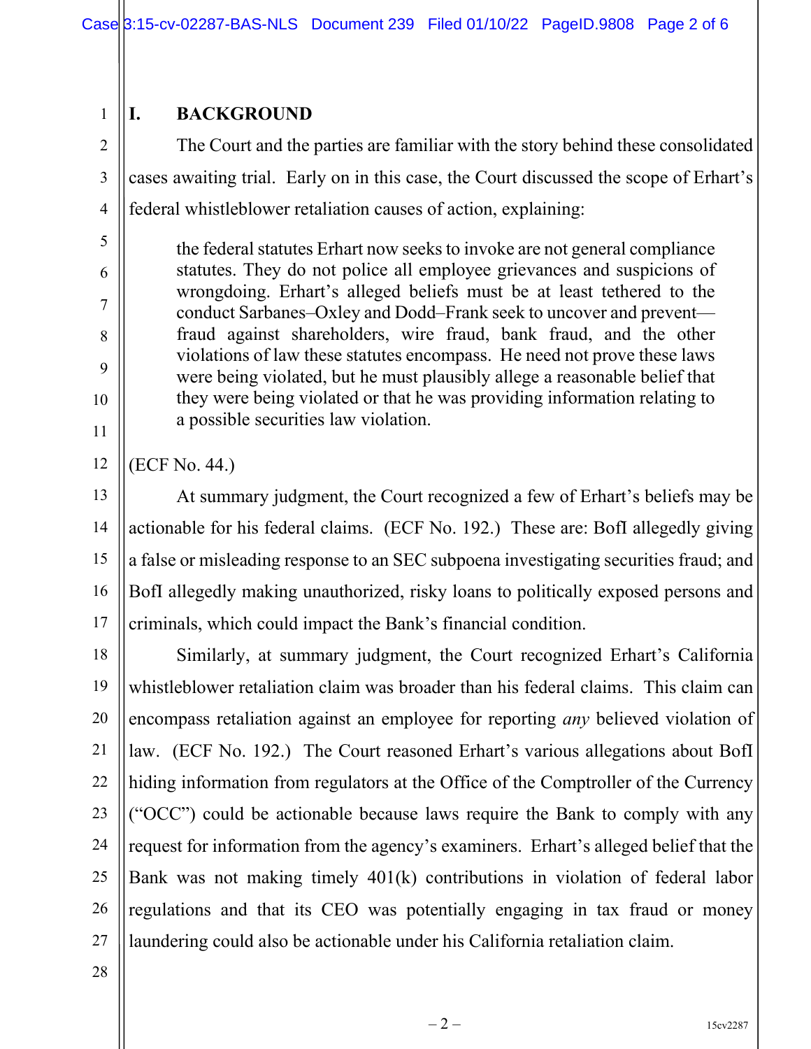## I. BACKGROUND

The Court and the parties are familiar with the story behind these consolidated cases awaiting trial. Early on in this case, the Court discussed the scope of Erhart's federal whistleblower retaliation causes of action, explaining:

> the federal statutes Erhart now seeks to invoke are not general compliance statutes. They do not police all employee grievances and suspicions of wrongdoing. Erhart's alleged beliefs must be at least tethered to the conduct Sarbanes–Oxley and Dodd–Frank seek to uncover and prevent—fraud against shareholders, wire fraud, bank fraud, and the other violations of law these statutes encompass. He need not prove these laws were being violated, but he must plausibly allege a reasonable belief that they were being violated or that he was providing information relating to a possible securities law violation.

(ECF No. 44.)

At summary judgment, the Court recognized a few of Erhart's beliefs may be actionable for his federal claims. (ECF No. 192.) These are: BofI allegedly giving a false or misleading response to an SEC subpoena investigating securities fraud; and BofI allegedly making unauthorized, risky loans to politically exposed persons and criminals, which could impact the Bank's financial condition.

Similarly, at summary judgment, the Court recognized Erhart's California whistleblower retaliation claim was broader than his federal claims. This claim can encompass retaliation against an employee for reporting *any* believed violation of law. (ECF No. 192.) The Court reasoned Erhart's various allegations about BofI hiding information from regulators at the Office of the Comptroller of the Currency ("OCC") could be actionable because laws require the Bank to comply with any request for information from the agency's examiners. Erhart's alleged belief that the Bank was not making timely 401(k) contributions in violation of federal labor regulations and that its CEO was potentially engaging in tax fraud or money laundering could also be actionable under his California retaliation claim.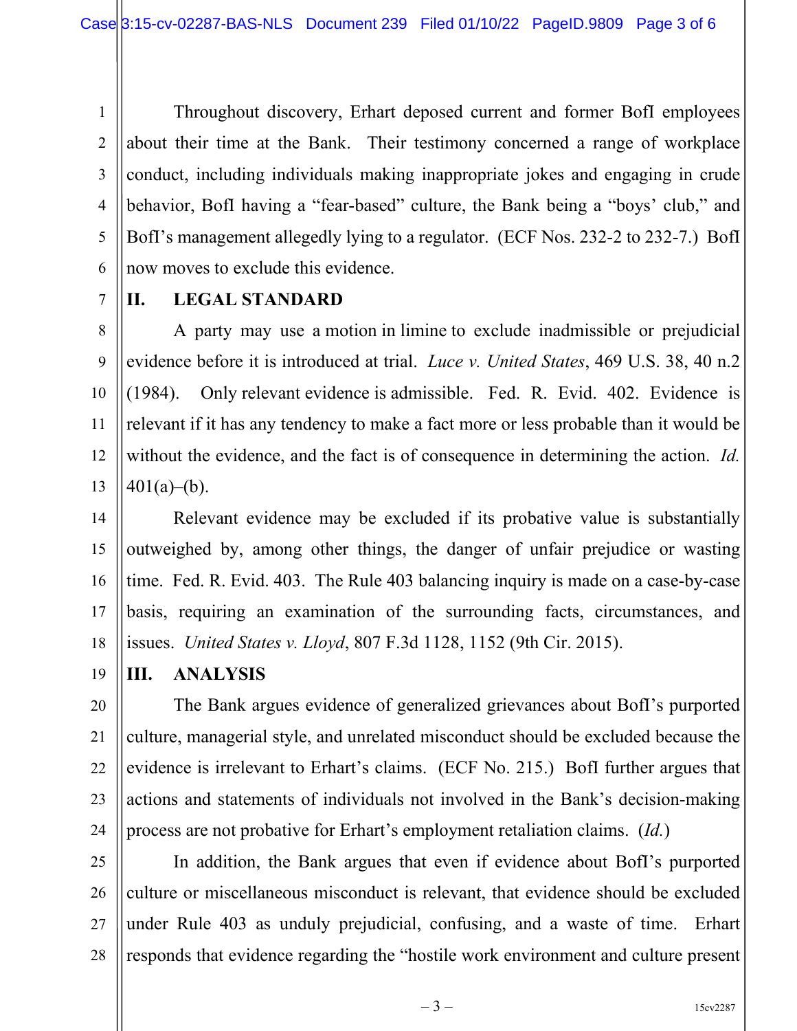Throughout discovery, Erhart deposed current and former BofI employees about their time at the Bank. Their testimony concerned a range of workplace conduct, including individuals making inappropriate jokes and engaging in crude behavior, BofI having a "fear-based" culture, the Bank being a "boys' club," and BofI's management allegedly lying to a regulator. (ECF Nos. 232-2 to 232-7.) BofI now moves to exclude this evidence.

## II. LEGAL STANDARD

A party may use a motion in limine to exclude inadmissible or prejudicial evidence before it is introduced at trial. *Luce v. United States*, 469 U.S. 38, 40 n.2 (1984). Only relevant evidence is admissible. Fed. R. Evid. 402. Evidence is relevant if it has any tendency to make a fact more or less probable than it would be without the evidence, and the fact is of consequence in determining the action. *Id.* 401(a)–(b).

Relevant evidence may be excluded if its probative value is substantially outweighed by, among other things, the danger of unfair prejudice or wasting time. Fed. R. Evid. 403. The Rule 403 balancing inquiry is made on a case-by-case basis, requiring an examination of the surrounding facts, circumstances, and issues. *United States v. Lloyd*, 807 F.3d 1128, 1152 (9th Cir. 2015).

## III. ANALYSIS

The Bank argues evidence of generalized grievances about BofI's purported culture, managerial style, and unrelated misconduct should be excluded because the evidence is irrelevant to Erhart's claims. (ECF No. 215.) BofI further argues that actions and statements of individuals not involved in the Bank's decision-making process are not probative for Erhart's employment retaliation claims. (*Id.*)

In addition, the Bank argues that even if evidence about BofI's purported culture or miscellaneous misconduct is relevant, that evidence should be excluded under Rule 403 as unduly prejudicial, confusing, and a waste of time. Erhart responds that evidence regarding the "hostile work environment and culture present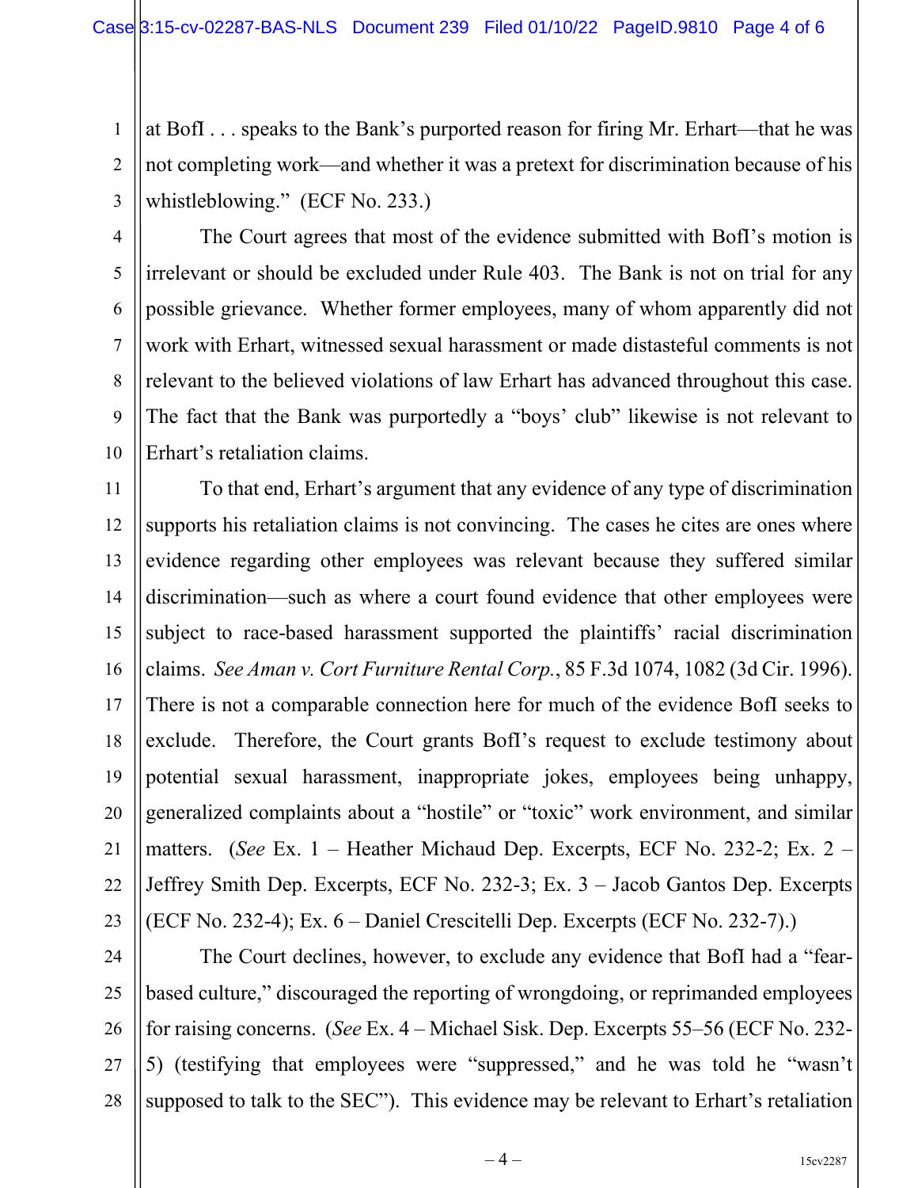at BofI . . . speaks to the Bank's purported reason for firing Mr. Erhart—that he was not completing work—and whether it was a pretext for discrimination because of his whistleblowing." (ECF No. 233.)

The Court agrees that most of the evidence submitted with BofI's motion is irrelevant or should be excluded under Rule 403. The Bank is not on trial for any possible grievance. Whether former employees, many of whom apparently did not work with Erhart, witnessed sexual harassment or made distasteful comments is not relevant to the believed violations of law Erhart has advanced throughout this case. The fact that the Bank was purportedly a "boys' club" likewise is not relevant to Erhart's retaliation claims.

To that end, Erhart's argument that any evidence of any type of discrimination supports his retaliation claims is not convincing. The cases he cites are ones where evidence regarding other employees was relevant because they suffered similar discrimination—such as where a court found evidence that other employees were subject to race-based harassment supported the plaintiffs' racial discrimination claims. *See Aman v. Cort Furniture Rental Corp.*, 85 F.3d 1074, 1082 (3d Cir. 1996). There is not a comparable connection here for much of the evidence BofI seeks to exclude. Therefore, the Court grants BofI's request to exclude testimony about potential sexual harassment, inappropriate jokes, employees being unhappy, generalized complaints about a "hostile" or "toxic" work environment, and similar matters. (*See* Ex. 1 – Heather Michaud Dep. Excerpts, ECF No. 232-2; Ex. 2 – Jeffrey Smith Dep. Excerpts, ECF No. 232-3; Ex. 3 – Jacob Gantos Dep. Excerpts (ECF No. 232-4); Ex. 6 – Daniel Crescitelli Dep. Excerpts (ECF No. 232-7).)

The Court declines, however, to exclude any evidence that BofI had a "fear-based culture," discouraged the reporting of wrongdoing, or reprimanded employees for raising concerns. (*See* Ex. 4 – Michael Sisk. Dep. Excerpts 55–56 (ECF No. 232-5) (testifying that employees were "suppressed," and he was told he "wasn't supposed to talk to the SEC"). This evidence may be relevant to Erhart's retaliation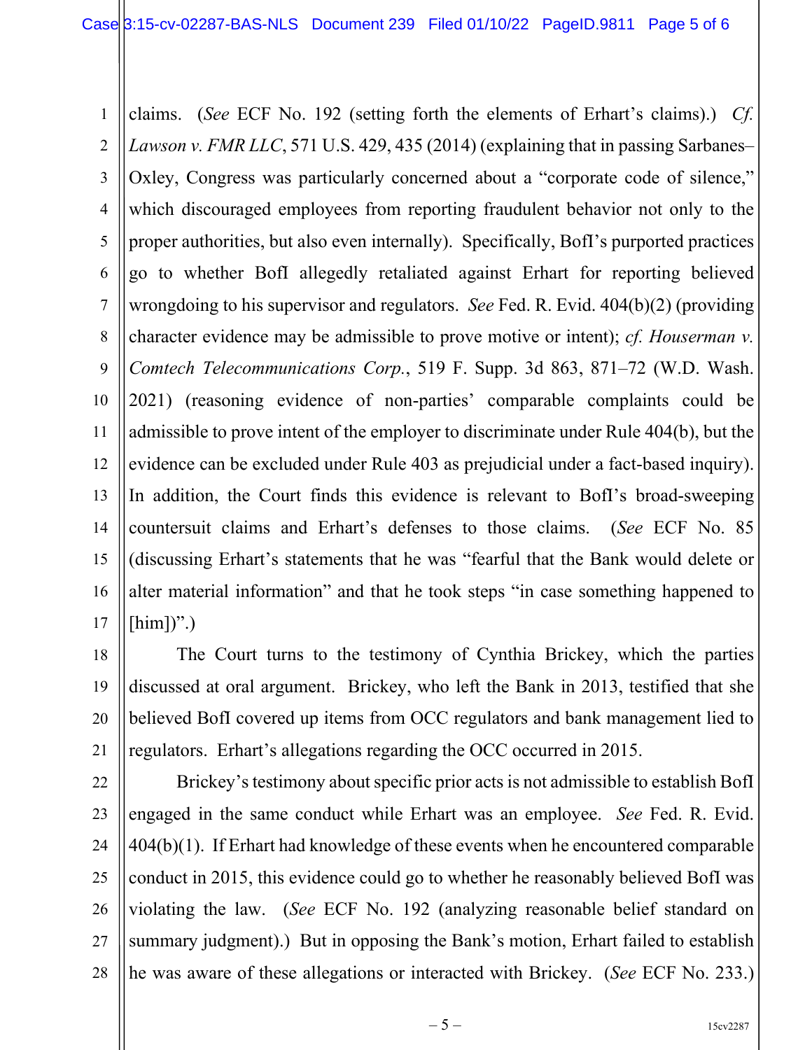claims. (*See* ECF No. 192 (setting forth the elements of Erhart's claims).) *Cf. Lawson v. FMR LLC*, 571 U.S. 429, 435 (2014) (explaining that in passing Sarbanes–Oxley, Congress was particularly concerned about a "corporate code of silence," which discouraged employees from reporting fraudulent behavior not only to the proper authorities, but also even internally). Specifically, BofI's purported practices go to whether BofI allegedly retaliated against Erhart for reporting believed wrongdoing to his supervisor and regulators. *See* Fed. R. Evid. 404(b)(2) (providing character evidence may be admissible to prove motive or intent); *cf. Houserman v. Comtech Telecommunications Corp.*, 519 F. Supp. 3d 863, 871–72 (W.D. Wash. 2021) (reasoning evidence of non-parties' comparable complaints could be admissible to prove intent of the employer to discriminate under Rule 404(b), but the evidence can be excluded under Rule 403 as prejudicial under a fact-based inquiry). In addition, the Court finds this evidence is relevant to BofI's broad-sweeping countersuit claims and Erhart's defenses to those claims. (*See* ECF No. 85 (discussing Erhart's statements that he was "fearful that the Bank would delete or alter material information" and that he took steps "in case something happened to [him])".)

The Court turns to the testimony of Cynthia Brickey, which the parties discussed at oral argument. Brickey, who left the Bank in 2013, testified that she believed BofI covered up items from OCC regulators and bank management lied to regulators. Erhart's allegations regarding the OCC occurred in 2015.

Brickey's testimony about specific prior acts is not admissible to establish BofI engaged in the same conduct while Erhart was an employee. *See* Fed. R. Evid. 404(b)(1). If Erhart had knowledge of these events when he encountered comparable conduct in 2015, this evidence could go to whether he reasonably believed BofI was violating the law. (*See* ECF No. 192 (analyzing reasonable belief standard on summary judgment).) But in opposing the Bank's motion, Erhart failed to establish he was aware of these allegations or interacted with Brickey. (*See* ECF No. 233.)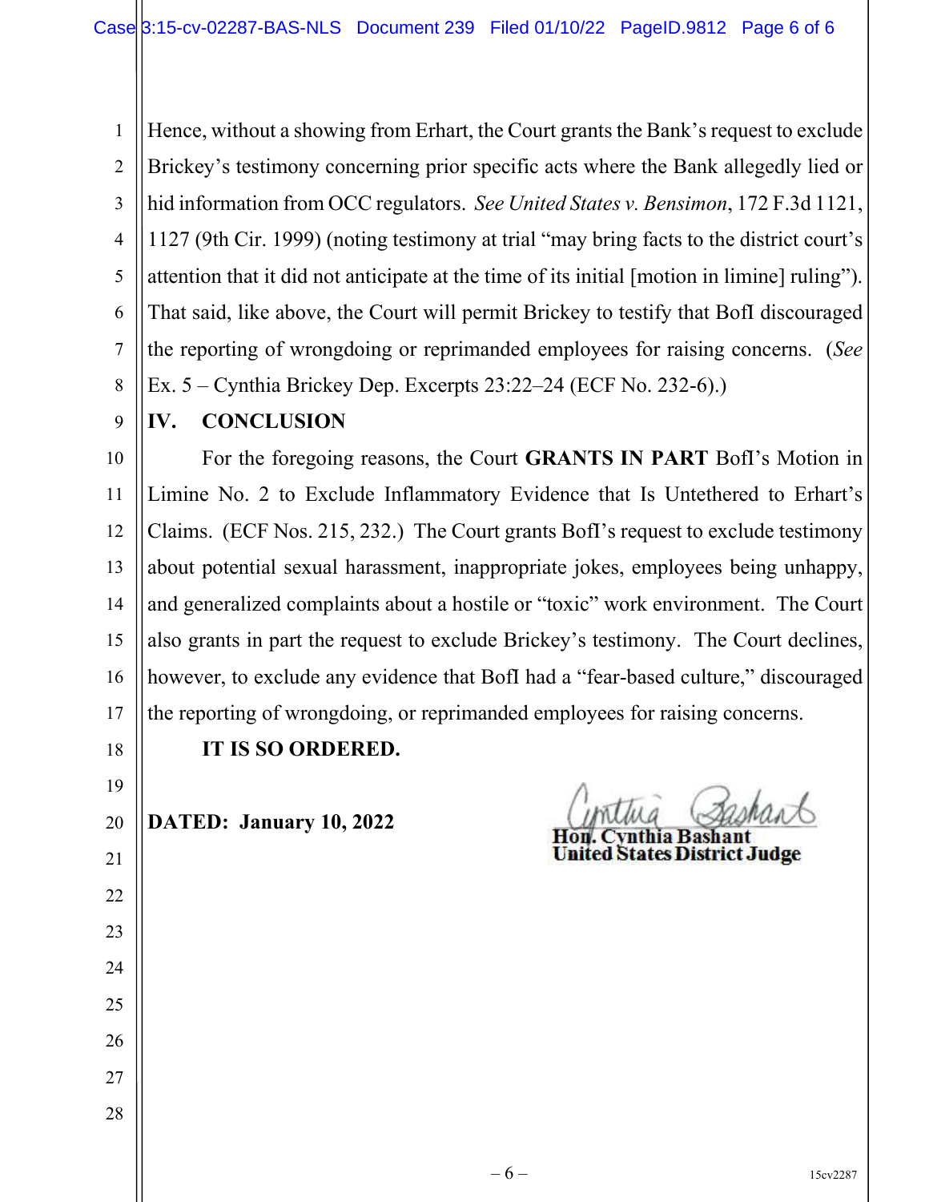Hence, without a showing from Erhart, the Court grants the Bank's request to exclude Brickey's testimony concerning prior specific acts where the Bank allegedly lied or hid information from OCC regulators. *See United States v. Bensimon*, 172 F.3d 1121, 1127 (9th Cir. 1999) (noting testimony at trial "may bring facts to the district court's attention that it did not anticipate at the time of its initial [motion in limine] ruling"). That said, like above, the Court will permit Brickey to testify that BofI discouraged the reporting of wrongdoing or reprimanded employees for raising concerns. (*See* Ex. 5 – Cynthia Brickey Dep. Excerpts 23:22–24 (ECF No. 232-6).)

## IV. CONCLUSION

For the foregoing reasons, the Court **GRANTS IN PART** BofI's Motion in Limine No. 2 to Exclude Inflammatory Evidence that Is Untethered to Erhart's Claims. (ECF Nos. 215, 232.) The Court grants BofI's request to exclude testimony about potential sexual harassment, inappropriate jokes, employees being unhappy, and generalized complaints about a hostile or "toxic" work environment. The Court also grants in part the request to exclude Brickey's testimony. The Court declines, however, to exclude any evidence that BofI had a "fear-based culture," discouraged the reporting of wrongdoing, or reprimanded employees for raising concerns.

**IT IS SO ORDERED.**

**DATED: January 10, 2022**

Hon. Cynthia Bashant
United States District Judge